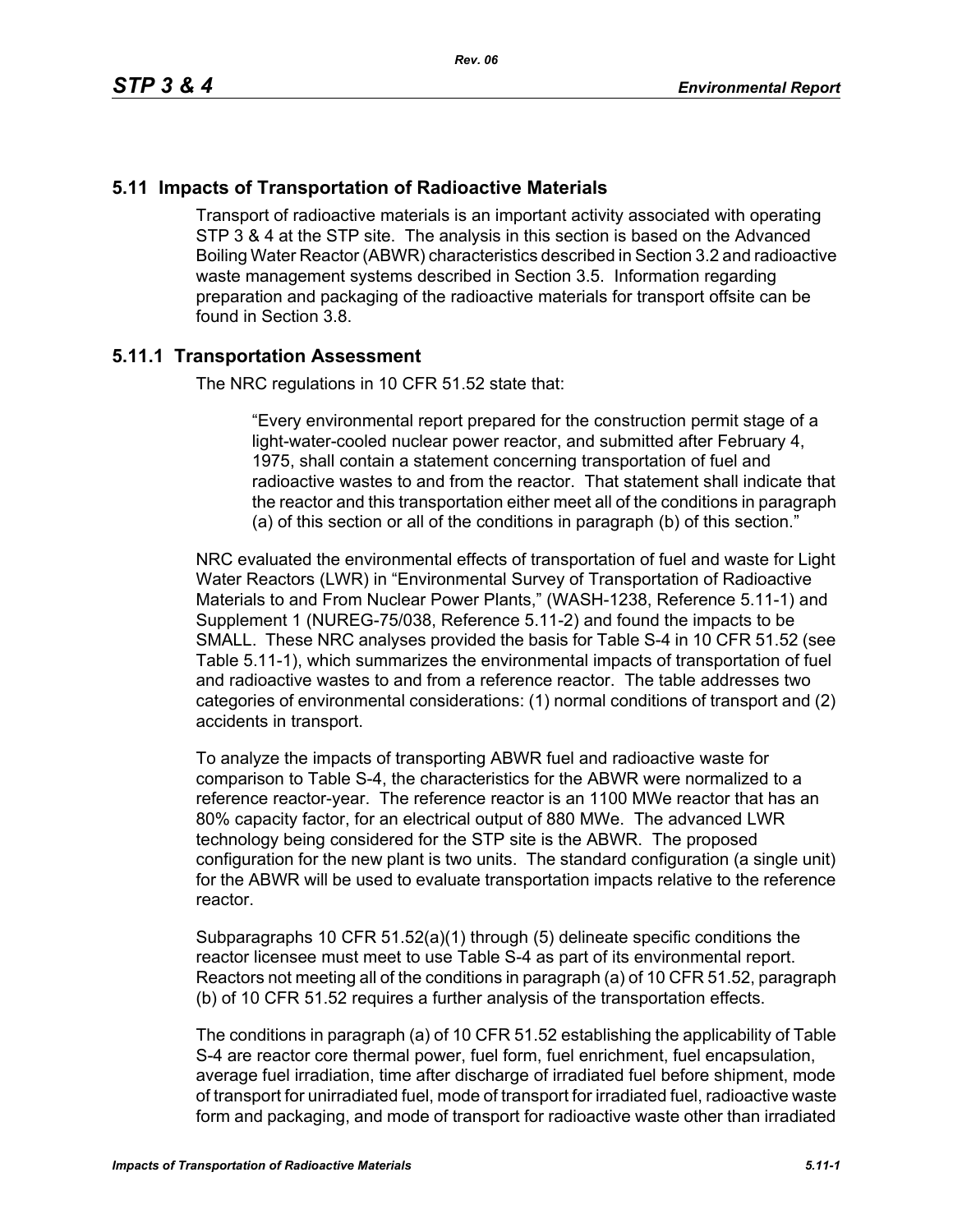## 5.11 Impacts of Transportation of Radioactive Materials

Transport of radioactive materials is an important activity associated with operating STP 3 & 4 at the STP site. The analysis in this section is based on the Advanced Boiling Water Reactor (ABWR) characteristics described in Section 3.2 and radioactive waste management systems described in Section 3.5. Information regarding preparation and packaging of the radioactive materials for transport offsite can be found in Section 3.8.

### 5.11.1 Transportation Assessment

The NRC regulations in 10 CFR 51.52 state that:

> "Every environmental report prepared for the construction permit stage of a light-water-cooled nuclear power reactor, and submitted after February 4, 1975, shall contain a statement concerning transportation of fuel and radioactive wastes to and from the reactor. That statement shall indicate that the reactor and this transportation either meet all of the conditions in paragraph (a) of this section or all of the conditions in paragraph (b) of this section."

NRC evaluated the environmental effects of transportation of fuel and waste for Light Water Reactors (LWR) in "Environmental Survey of Transportation of Radioactive Materials to and From Nuclear Power Plants," (WASH-1238, Reference 5.11-1) and Supplement 1 (NUREG-75/038, Reference 5.11-2) and found the impacts to be SMALL. These NRC analyses provided the basis for Table S-4 in 10 CFR 51.52 (see Table 5.11-1), which summarizes the environmental impacts of transportation of fuel and radioactive wastes to and from a reference reactor. The table addresses two categories of environmental considerations: (1) normal conditions of transport and (2) accidents in transport.

To analyze the impacts of transporting ABWR fuel and radioactive waste for comparison to Table S-4, the characteristics for the ABWR were normalized to a reference reactor-year. The reference reactor is an 1100 MWe reactor that has an 80% capacity factor, for an electrical output of 880 MWe. The advanced LWR technology being considered for the STP site is the ABWR. The proposed configuration for the new plant is two units. The standard configuration (a single unit) for the ABWR will be used to evaluate transportation impacts relative to the reference reactor.

Subparagraphs 10 CFR 51.52(a)(1) through (5) delineate specific conditions the reactor licensee must meet to use Table S-4 as part of its environmental report. Reactors not meeting all of the conditions in paragraph (a) of 10 CFR 51.52, paragraph (b) of 10 CFR 51.52 requires a further analysis of the transportation effects.

The conditions in paragraph (a) of 10 CFR 51.52 establishing the applicability of Table S-4 are reactor core thermal power, fuel form, fuel enrichment, fuel encapsulation, average fuel irradiation, time after discharge of irradiated fuel before shipment, mode of transport for unirradiated fuel, mode of transport for irradiated fuel, radioactive waste form and packaging, and mode of transport for radioactive waste other than irradiated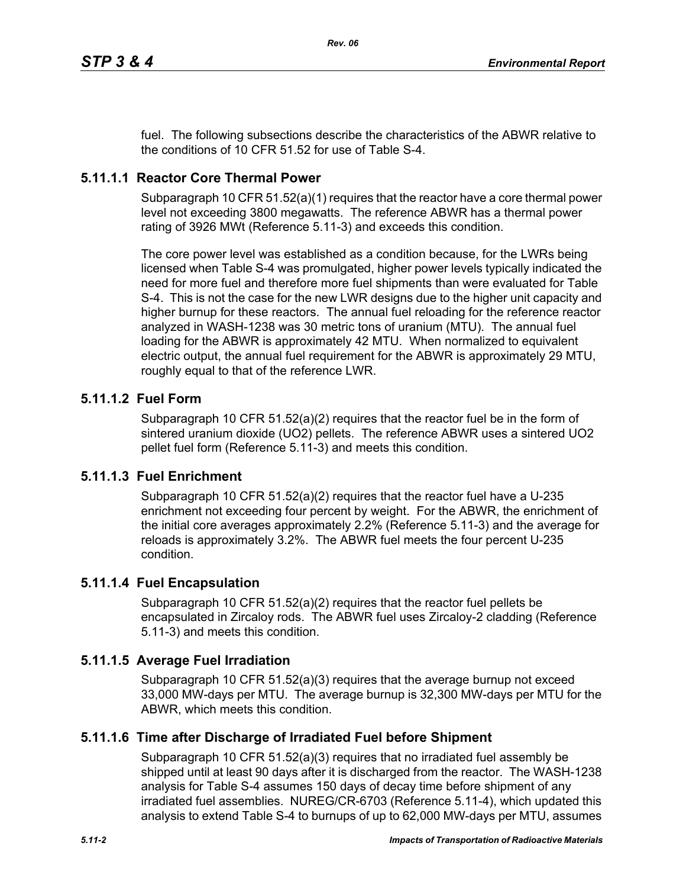fuel. The following subsections describe the characteristics of the ABWR relative to the conditions of 10 CFR 51.52 for use of Table S-4.

### 5.11.1.1 Reactor Core Thermal Power

Subparagraph 10 CFR 51.52(a)(1) requires that the reactor have a core thermal power level not exceeding 3800 megawatts. The reference ABWR has a thermal power rating of 3926 MWt (Reference 5.11-3) and exceeds this condition.

The core power level was established as a condition because, for the LWRs being licensed when Table S-4 was promulgated, higher power levels typically indicated the need for more fuel and therefore more fuel shipments than were evaluated for Table S-4. This is not the case for the new LWR designs due to the higher unit capacity and higher burnup for these reactors. The annual fuel reloading for the reference reactor analyzed in WASH-1238 was 30 metric tons of uranium (MTU). The annual fuel loading for the ABWR is approximately 42 MTU. When normalized to equivalent electric output, the annual fuel requirement for the ABWR is approximately 29 MTU, roughly equal to that of the reference LWR.

### 5.11.1.2 Fuel Form

Subparagraph 10 CFR 51.52(a)(2) requires that the reactor fuel be in the form of sintered uranium dioxide ($UO_2$) pellets. The reference ABWR uses a sintered $UO_2$ pellet fuel form (Reference 5.11-3) and meets this condition.

### 5.11.1.3 Fuel Enrichment

Subparagraph 10 CFR 51.52(a)(2) requires that the reactor fuel have a U-235 enrichment not exceeding four percent by weight. For the ABWR, the enrichment of the initial core averages approximately 2.2% (Reference 5.11-3) and the average for reloads is approximately 3.2%. The ABWR fuel meets the four percent U-235 condition.

### 5.11.1.4 Fuel Encapsulation

Subparagraph 10 CFR 51.52(a)(2) requires that the reactor fuel pellets be encapsulated in Zircaloy rods. The ABWR fuel uses Zircaloy-2 cladding (Reference 5.11-3) and meets this condition.

### 5.11.1.5 Average Fuel Irradiation

Subparagraph 10 CFR 51.52(a)(3) requires that the average burnup not exceed 33,000 MW-days per MTU. The average burnup is 32,300 MW-days per MTU for the ABWR, which meets this condition.

### 5.11.1.6 Time after Discharge of Irradiated Fuel before Shipment

Subparagraph 10 CFR 51.52(a)(3) requires that no irradiated fuel assembly be shipped until at least 90 days after it is discharged from the reactor. The WASH-1238 analysis for Table S-4 assumes 150 days of decay time before shipment of any irradiated fuel assemblies. NUREG/CR-6703 (Reference 5.11-4), which updated this analysis to extend Table S-4 to burnups of up to 62,000 MW-days per MTU, assumes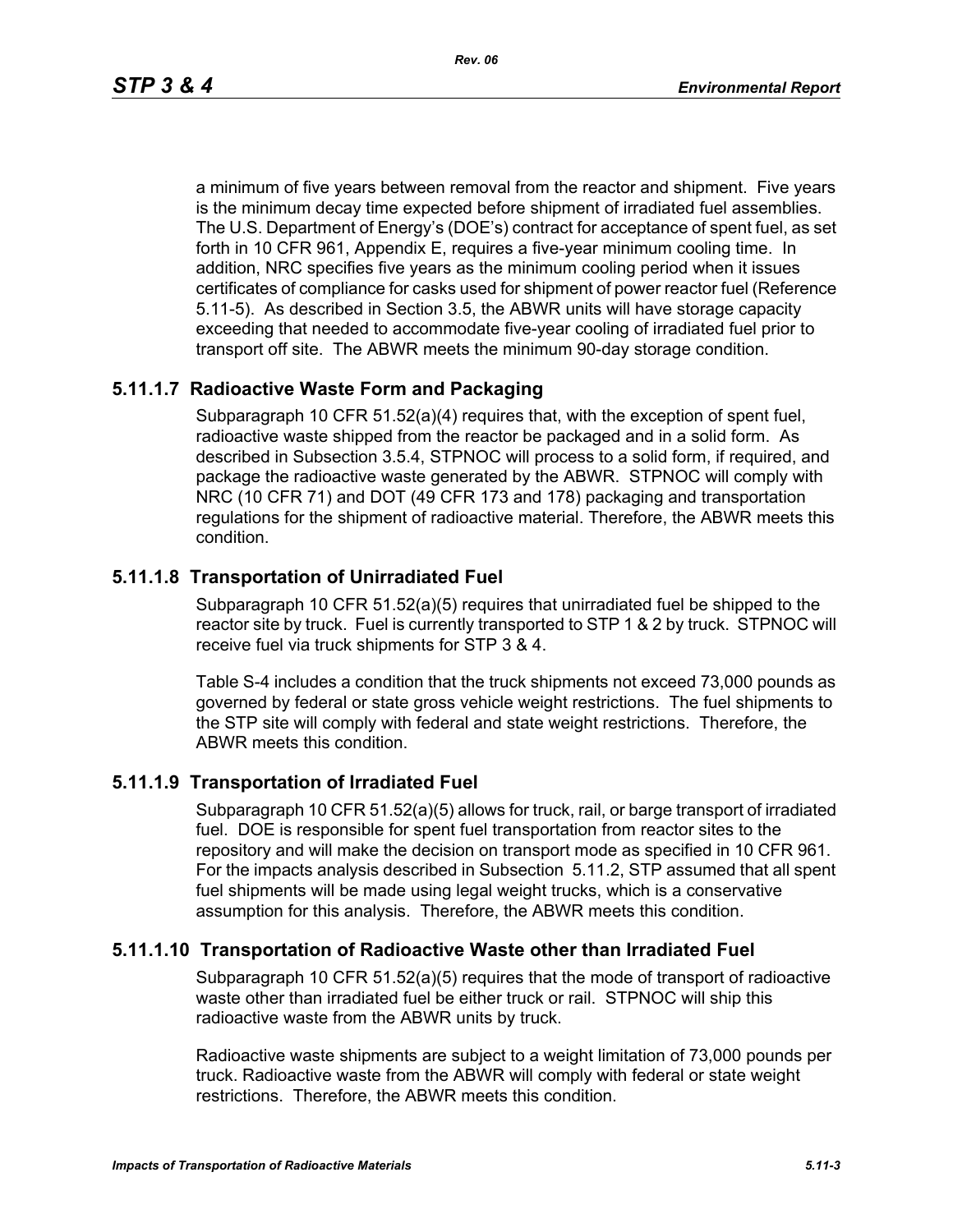a minimum of five years between removal from the reactor and shipment. Five years is the minimum decay time expected before shipment of irradiated fuel assemblies. The U.S. Department of Energy's (DOE's) contract for acceptance of spent fuel, as set forth in 10 CFR 961, Appendix E, requires a five-year minimum cooling time. In addition, NRC specifies five years as the minimum cooling period when it issues certificates of compliance for casks used for shipment of power reactor fuel (Reference 5.11-5). As described in Section 3.5, the ABWR units will have storage capacity exceeding that needed to accommodate five-year cooling of irradiated fuel prior to transport off site. The ABWR meets the minimum 90-day storage condition.

### 5.11.1.7 Radioactive Waste Form and Packaging

Subparagraph 10 CFR 51.52(a)(4) requires that, with the exception of spent fuel, radioactive waste shipped from the reactor be packaged and in a solid form. As described in Subsection 3.5.4, STPNOC will process to a solid form, if required, and package the radioactive waste generated by the ABWR. STPNOC will comply with NRC (10 CFR 71) and DOT (49 CFR 173 and 178) packaging and transportation regulations for the shipment of radioactive material. Therefore, the ABWR meets this condition.

### 5.11.1.8 Transportation of Unirradiated Fuel

Subparagraph 10 CFR 51.52(a)(5) requires that unirradiated fuel be shipped to the reactor site by truck. Fuel is currently transported to STP 1 & 2 by truck. STPNOC will receive fuel via truck shipments for STP 3 & 4.

Table S-4 includes a condition that the truck shipments not exceed 73,000 pounds as governed by federal or state gross vehicle weight restrictions. The fuel shipments to the STP site will comply with federal and state weight restrictions. Therefore, the ABWR meets this condition.

### 5.11.1.9 Transportation of Irradiated Fuel

Subparagraph 10 CFR 51.52(a)(5) allows for truck, rail, or barge transport of irradiated fuel. DOE is responsible for spent fuel transportation from reactor sites to the repository and will make the decision on transport mode as specified in 10 CFR 961. For the impacts analysis described in Subsection 5.11.2, STP assumed that all spent fuel shipments will be made using legal weight trucks, which is a conservative assumption for this analysis. Therefore, the ABWR meets this condition.

### 5.11.1.10 Transportation of Radioactive Waste other than Irradiated Fuel

Subparagraph 10 CFR 51.52(a)(5) requires that the mode of transport of radioactive waste other than irradiated fuel be either truck or rail. STPNOC will ship this radioactive waste from the ABWR units by truck.

Radioactive waste shipments are subject to a weight limitation of 73,000 pounds per truck. Radioactive waste from the ABWR will comply with federal or state weight restrictions. Therefore, the ABWR meets this condition.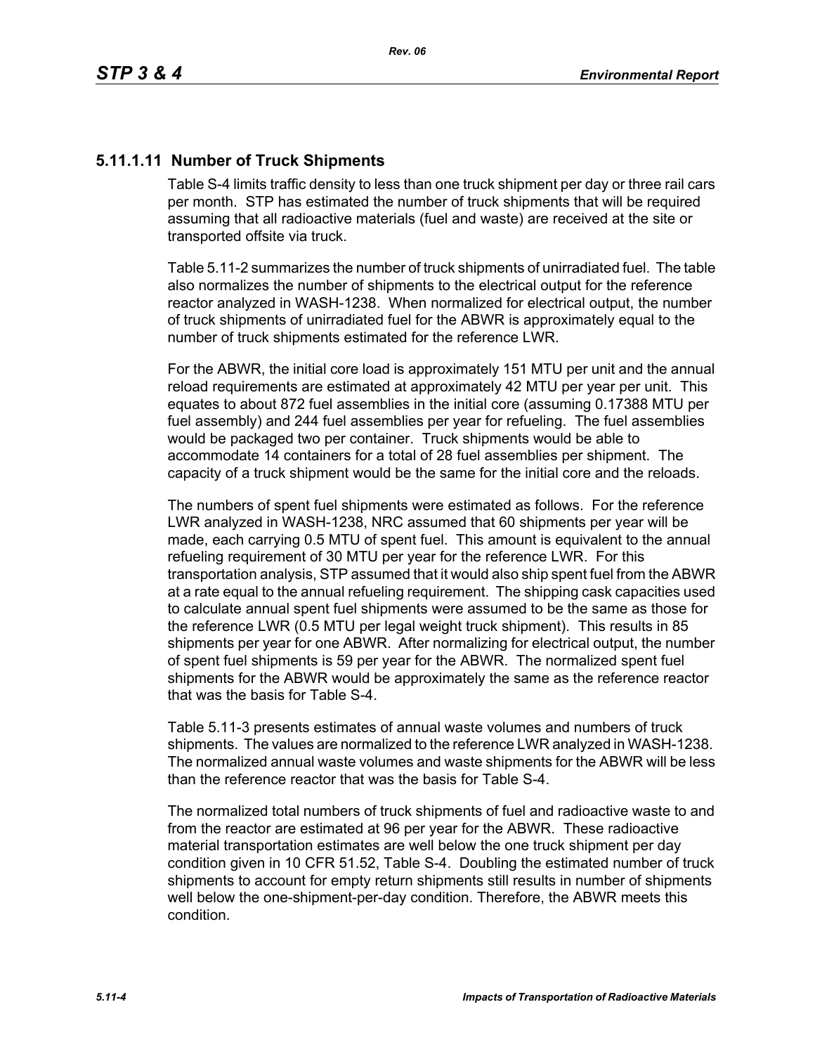### 5.11.1.11 Number of Truck Shipments

Table S-4 limits traffic density to less than one truck shipment per day or three rail cars per month. STP has estimated the number of truck shipments that will be required assuming that all radioactive materials (fuel and waste) are received at the site or transported offsite via truck.

Table 5.11-2 summarizes the number of truck shipments of unirradiated fuel. The table also normalizes the number of shipments to the electrical output for the reference reactor analyzed in WASH-1238. When normalized for electrical output, the number of truck shipments of unirradiated fuel for the ABWR is approximately equal to the number of truck shipments estimated for the reference LWR.

For the ABWR, the initial core load is approximately 151 MTU per unit and the annual reload requirements are estimated at approximately 42 MTU per year per unit. This equates to about 872 fuel assemblies in the initial core (assuming 0.17388 MTU per fuel assembly) and 244 fuel assemblies per year for refueling. The fuel assemblies would be packaged two per container. Truck shipments would be able to accommodate 14 containers for a total of 28 fuel assemblies per shipment. The capacity of a truck shipment would be the same for the initial core and the reloads.

The numbers of spent fuel shipments were estimated as follows. For the reference LWR analyzed in WASH-1238, NRC assumed that 60 shipments per year will be made, each carrying 0.5 MTU of spent fuel. This amount is equivalent to the annual refueling requirement of 30 MTU per year for the reference LWR. For this transportation analysis, STP assumed that it would also ship spent fuel from the ABWR at a rate equal to the annual refueling requirement. The shipping cask capacities used to calculate annual spent fuel shipments were assumed to be the same as those for the reference LWR (0.5 MTU per legal weight truck shipment). This results in 85 shipments per year for one ABWR. After normalizing for electrical output, the number of spent fuel shipments is 59 per year for the ABWR. The normalized spent fuel shipments for the ABWR would be approximately the same as the reference reactor that was the basis for Table S-4.

Table 5.11-3 presents estimates of annual waste volumes and numbers of truck shipments. The values are normalized to the reference LWR analyzed in WASH-1238. The normalized annual waste volumes and waste shipments for the ABWR will be less than the reference reactor that was the basis for Table S-4.

The normalized total numbers of truck shipments of fuel and radioactive waste to and from the reactor are estimated at 96 per year for the ABWR. These radioactive material transportation estimates are well below the one truck shipment per day condition given in 10 CFR 51.52, Table S-4. Doubling the estimated number of truck shipments to account for empty return shipments still results in number of shipments well below the one-shipment-per-day condition. Therefore, the ABWR meets this condition.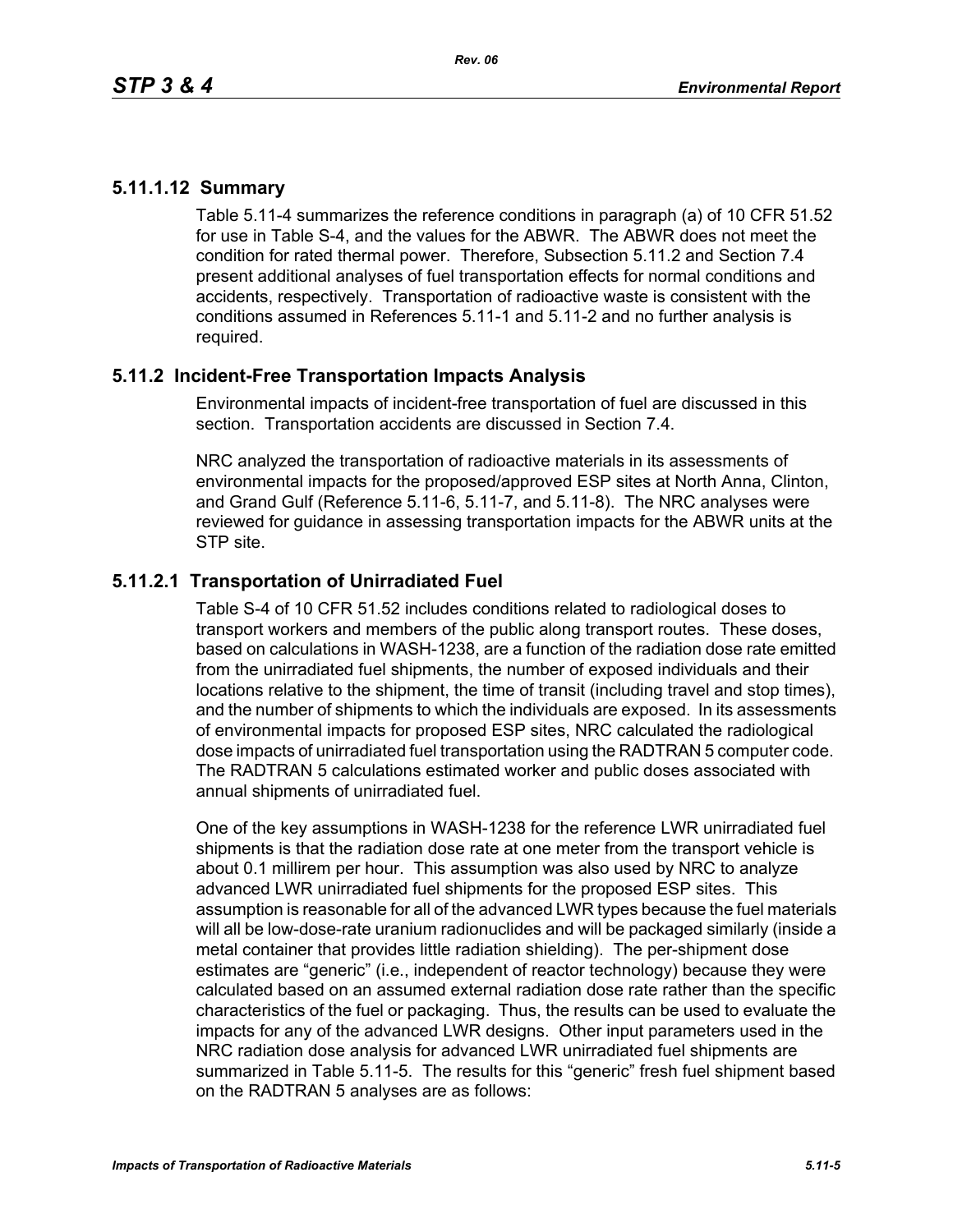### 5.11.1.12 Summary

Table 5.11-4 summarizes the reference conditions in paragraph (a) of 10 CFR 51.52 for use in Table S-4, and the values for the ABWR. The ABWR does not meet the condition for rated thermal power. Therefore, Subsection 5.11.2 and Section 7.4 present additional analyses of fuel transportation effects for normal conditions and accidents, respectively. Transportation of radioactive waste is consistent with the conditions assumed in References 5.11-1 and 5.11-2 and no further analysis is required.

## 5.11.2 Incident-Free Transportation Impacts Analysis

Environmental impacts of incident-free transportation of fuel are discussed in this section. Transportation accidents are discussed in Section 7.4.

NRC analyzed the transportation of radioactive materials in its assessments of environmental impacts for the proposed/approved ESP sites at North Anna, Clinton, and Grand Gulf (Reference 5.11-6, 5.11-7, and 5.11-8). The NRC analyses were reviewed for guidance in assessing transportation impacts for the ABWR units at the STP site.

### 5.11.2.1 Transportation of Unirradiated Fuel

Table S-4 of 10 CFR 51.52 includes conditions related to radiological doses to transport workers and members of the public along transport routes. These doses, based on calculations in WASH-1238, are a function of the radiation dose rate emitted from the unirradiated fuel shipments, the number of exposed individuals and their locations relative to the shipment, the time of transit (including travel and stop times), and the number of shipments to which the individuals are exposed. In its assessments of environmental impacts for proposed ESP sites, NRC calculated the radiological dose impacts of unirradiated fuel transportation using the RADTRAN 5 computer code. The RADTRAN 5 calculations estimated worker and public doses associated with annual shipments of unirradiated fuel.

One of the key assumptions in WASH-1238 for the reference LWR unirradiated fuel shipments is that the radiation dose rate at one meter from the transport vehicle is about 0.1 millirem per hour. This assumption was also used by NRC to analyze advanced LWR unirradiated fuel shipments for the proposed ESP sites. This assumption is reasonable for all of the advanced LWR types because the fuel materials will all be low-dose-rate uranium radionuclides and will be packaged similarly (inside a metal container that provides little radiation shielding). The per-shipment dose estimates are "generic" (i.e., independent of reactor technology) because they were calculated based on an assumed external radiation dose rate rather than the specific characteristics of the fuel or packaging. Thus, the results can be used to evaluate the impacts for any of the advanced LWR designs. Other input parameters used in the NRC radiation dose analysis for advanced LWR unirradiated fuel shipments are summarized in Table 5.11-5. The results for this "generic" fresh fuel shipment based on the RADTRAN 5 analyses are as follows: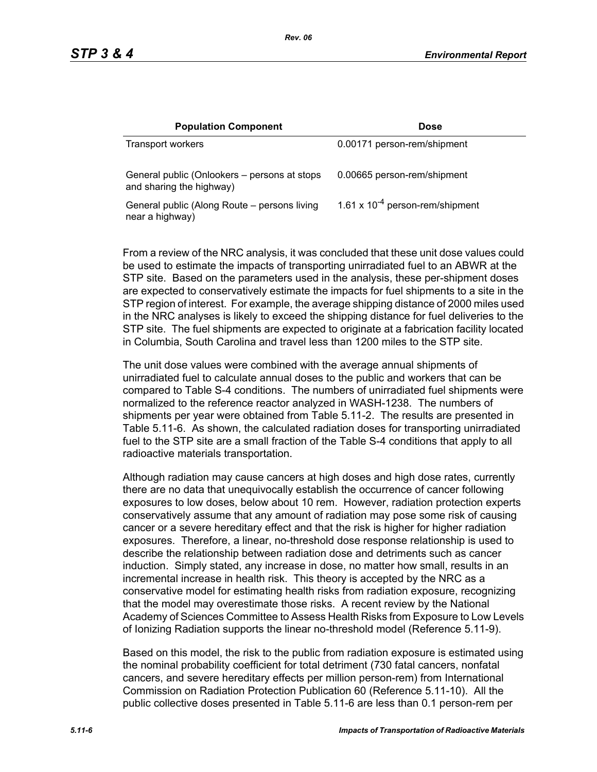| Population Component | Dose |
| --- | --- |
| Transport workers | 0.00171 person-rem/shipment |
| General public (Onlookers – persons at stops and sharing the highway) | 0.00665 person-rem/shipment |
| General public (Along Route – persons living near a highway) | $1.61 \times 10^{-4}$ person-rem/shipment |

From a review of the NRC analysis, it was concluded that these unit dose values could be used to estimate the impacts of transporting unirradiated fuel to an ABWR at the STP site. Based on the parameters used in the analysis, these per-shipment doses are expected to conservatively estimate the impacts for fuel shipments to a site in the STP region of interest. For example, the average shipping distance of 2000 miles used in the NRC analyses is likely to exceed the shipping distance for fuel deliveries to the STP site. The fuel shipments are expected to originate at a fabrication facility located in Columbia, South Carolina and travel less than 1200 miles to the STP site.

The unit dose values were combined with the average annual shipments of unirradiated fuel to calculate annual doses to the public and workers that can be compared to Table S-4 conditions. The numbers of unirradiated fuel shipments were normalized to the reference reactor analyzed in WASH-1238. The numbers of shipments per year were obtained from Table 5.11-2. The results are presented in Table 5.11-6. As shown, the calculated radiation doses for transporting unirradiated fuel to the STP site are a small fraction of the Table S-4 conditions that apply to all radioactive materials transportation.

Although radiation may cause cancers at high doses and high dose rates, currently there are no data that unequivocally establish the occurrence of cancer following exposures to low doses, below about 10 rem. However, radiation protection experts conservatively assume that any amount of radiation may pose some risk of causing cancer or a severe hereditary effect and that the risk is higher for higher radiation exposures. Therefore, a linear, no-threshold dose response relationship is used to describe the relationship between radiation dose and detriments such as cancer induction. Simply stated, any increase in dose, no matter how small, results in an incremental increase in health risk. This theory is accepted by the NRC as a conservative model for estimating health risks from radiation exposure, recognizing that the model may overestimate those risks. A recent review by the National Academy of Sciences Committee to Assess Health Risks from Exposure to Low Levels of Ionizing Radiation supports the linear no-threshold model (Reference 5.11-9).

Based on this model, the risk to the public from radiation exposure is estimated using the nominal probability coefficient for total detriment (730 fatal cancers, nonfatal cancers, and severe hereditary effects per million person-rem) from International Commission on Radiation Protection Publication 60 (Reference 5.11-10). All the public collective doses presented in Table 5.11-6 are less than 0.1 person-rem per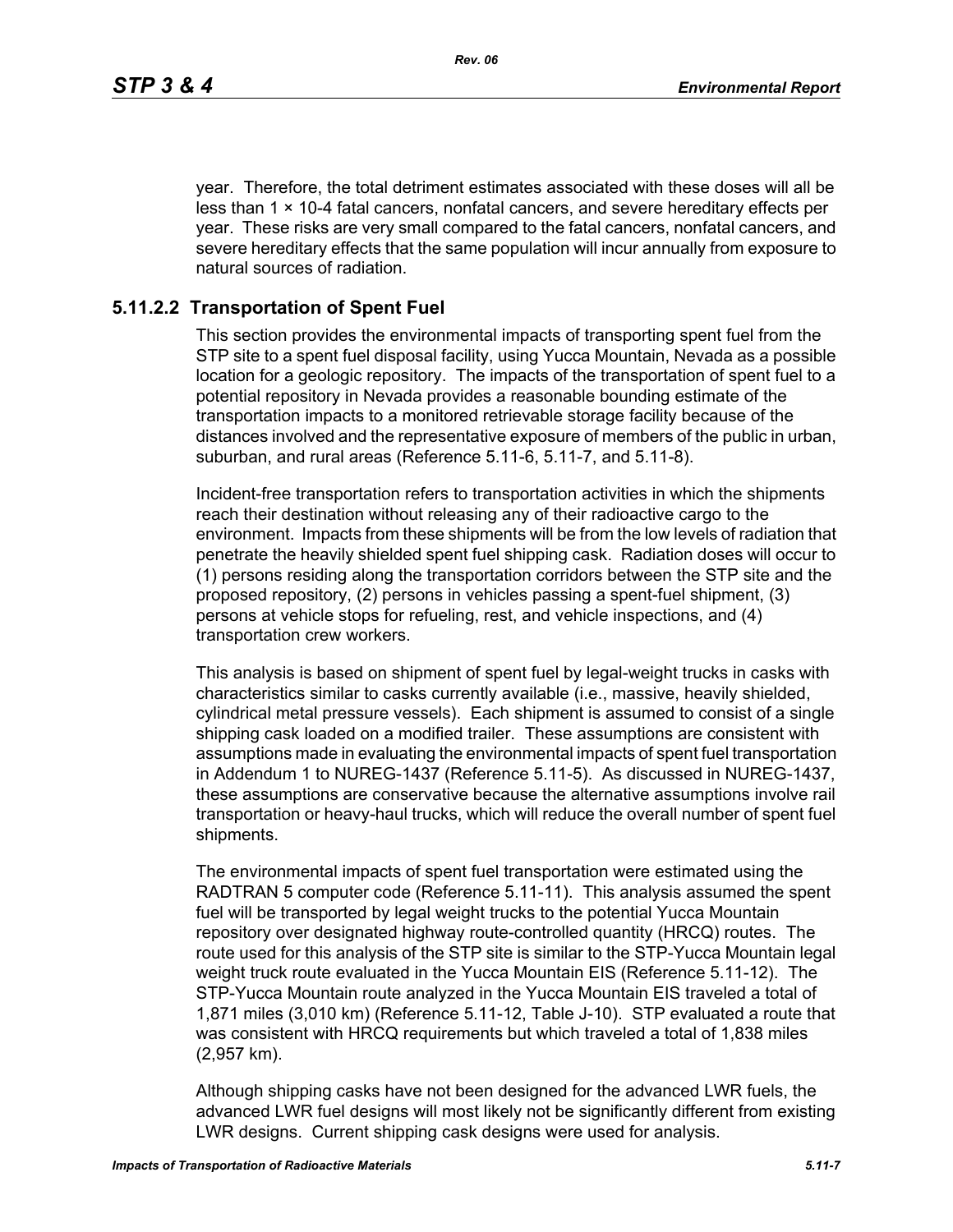year. Therefore, the total detriment estimates associated with these doses will all be less than $1 \times 10^{-4}$ fatal cancers, nonfatal cancers, and severe hereditary effects per year. These risks are very small compared to the fatal cancers, nonfatal cancers, and severe hereditary effects that the same population will incur annually from exposure to natural sources of radiation.

### 5.11.2.2 Transportation of Spent Fuel

This section provides the environmental impacts of transporting spent fuel from the STP site to a spent fuel disposal facility, using Yucca Mountain, Nevada as a possible location for a geologic repository. The impacts of the transportation of spent fuel to a potential repository in Nevada provides a reasonable bounding estimate of the transportation impacts to a monitored retrievable storage facility because of the distances involved and the representative exposure of members of the public in urban, suburban, and rural areas (Reference 5.11-6, 5.11-7, and 5.11-8).

Incident-free transportation refers to transportation activities in which the shipments reach their destination without releasing any of their radioactive cargo to the environment. Impacts from these shipments will be from the low levels of radiation that penetrate the heavily shielded spent fuel shipping cask. Radiation doses will occur to (1) persons residing along the transportation corridors between the STP site and the proposed repository, (2) persons in vehicles passing a spent-fuel shipment, (3) persons at vehicle stops for refueling, rest, and vehicle inspections, and (4) transportation crew workers.

This analysis is based on shipment of spent fuel by legal-weight trucks in casks with characteristics similar to casks currently available (i.e., massive, heavily shielded, cylindrical metal pressure vessels). Each shipment is assumed to consist of a single shipping cask loaded on a modified trailer. These assumptions are consistent with assumptions made in evaluating the environmental impacts of spent fuel transportation in Addendum 1 to NUREG-1437 (Reference 5.11-5). As discussed in NUREG-1437, these assumptions are conservative because the alternative assumptions involve rail transportation or heavy-haul trucks, which will reduce the overall number of spent fuel shipments.

The environmental impacts of spent fuel transportation were estimated using the RADTRAN 5 computer code (Reference 5.11-11). This analysis assumed the spent fuel will be transported by legal weight trucks to the potential Yucca Mountain repository over designated highway route-controlled quantity (HRCQ) routes. The route used for this analysis of the STP site is similar to the STP-Yucca Mountain legal weight truck route evaluated in the Yucca Mountain EIS (Reference 5.11-12). The STP-Yucca Mountain route analyzed in the Yucca Mountain EIS traveled a total of 1,871 miles (3,010 km) (Reference 5.11-12, Table J-10). STP evaluated a route that was consistent with HRCQ requirements but which traveled a total of 1,838 miles (2,957 km).

Although shipping casks have not been designed for the advanced LWR fuels, the advanced LWR fuel designs will most likely not be significantly different from existing LWR designs. Current shipping cask designs were used for analysis.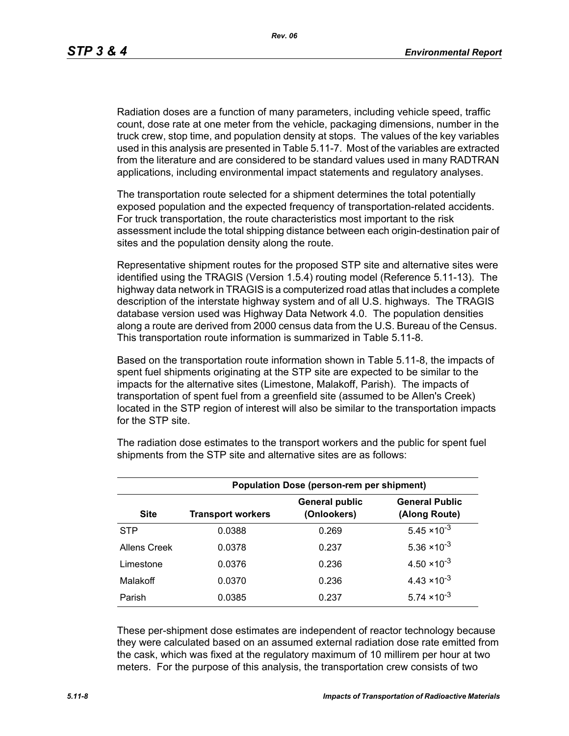Radiation doses are a function of many parameters, including vehicle speed, traffic count, dose rate at one meter from the vehicle, packaging dimensions, number in the truck crew, stop time, and population density at stops. The values of the key variables used in this analysis are presented in Table 5.11-7. Most of the variables are extracted from the literature and are considered to be standard values used in many RADTRAN applications, including environmental impact statements and regulatory analyses.

The transportation route selected for a shipment determines the total potentially exposed population and the expected frequency of transportation-related accidents. For truck transportation, the route characteristics most important to the risk assessment include the total shipping distance between each origin-destination pair of sites and the population density along the route.

Representative shipment routes for the proposed STP site and alternative sites were identified using the TRAGIS (Version 1.5.4) routing model (Reference 5.11-13). The highway data network in TRAGIS is a computerized road atlas that includes a complete description of the interstate highway system and of all U.S. highways. The TRAGIS database version used was Highway Data Network 4.0. The population densities along a route are derived from 2000 census data from the U.S. Bureau of the Census. This transportation route information is summarized in Table 5.11-8.

Based on the transportation route information shown in Table 5.11-8, the impacts of spent fuel shipments originating at the STP site are expected to be similar to the impacts for the alternative sites (Limestone, Malakoff, Parish). The impacts of transportation of spent fuel from a greenfield site (assumed to be Allen's Creek) located in the STP region of interest will also be similar to the transportation impacts for the STP site.

The radiation dose estimates to the transport workers and the public for spent fuel shipments from the STP site and alternative sites are as follows:

| | Population Dose (person-rem per shipment) | | |
|---|---|---|---|
| **Site** | **Transport workers** | **General public (Onlookers)** | **General Public (Along Route)** |
| STP | 0.0388 | 0.269 | $5.45 \times 10^{-3}$ |
| Allens Creek | 0.0378 | 0.237 | $5.36 \times 10^{-3}$ |
| Limestone | 0.0376 | 0.236 | $4.50 \times 10^{-3}$ |
| Malakoff | 0.0370 | 0.236 | $4.43 \times 10^{-3}$ |
| Parish | 0.0385 | 0.237 | $5.74 \times 10^{-3}$ |

These per-shipment dose estimates are independent of reactor technology because they were calculated based on an assumed external radiation dose rate emitted from the cask, which was fixed at the regulatory maximum of 10 millirem per hour at two meters. For the purpose of this analysis, the transportation crew consists of two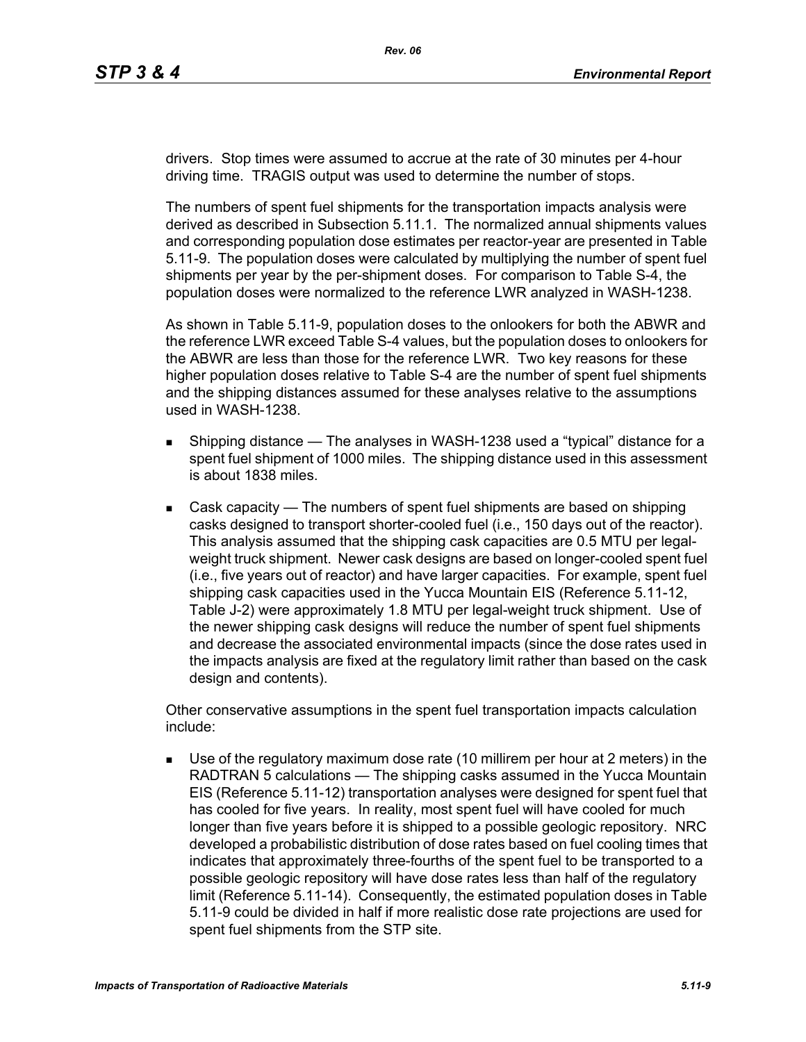drivers. Stop times were assumed to accrue at the rate of 30 minutes per 4-hour driving time. TRAGIS output was used to determine the number of stops.

The numbers of spent fuel shipments for the transportation impacts analysis were derived as described in Subsection 5.11.1. The normalized annual shipments values and corresponding population dose estimates per reactor-year are presented in Table 5.11-9. The population doses were calculated by multiplying the number of spent fuel shipments per year by the per-shipment doses. For comparison to Table S-4, the population doses were normalized to the reference LWR analyzed in WASH-1238.

As shown in Table 5.11-9, population doses to the onlookers for both the ABWR and the reference LWR exceed Table S-4 values, but the population doses to onlookers for the ABWR are less than those for the reference LWR. Two key reasons for these higher population doses relative to Table S-4 are the number of spent fuel shipments and the shipping distances assumed for these analyses relative to the assumptions used in WASH-1238.

- Shipping distance — The analyses in WASH-1238 used a "typical" distance for a spent fuel shipment of 1000 miles. The shipping distance used in this assessment is about 1838 miles.
- Cask capacity — The numbers of spent fuel shipments are based on shipping casks designed to transport shorter-cooled fuel (i.e., 150 days out of the reactor). This analysis assumed that the shipping cask capacities are 0.5 MTU per legal-weight truck shipment. Newer cask designs are based on longer-cooled spent fuel (i.e., five years out of reactor) and have larger capacities. For example, spent fuel shipping cask capacities used in the Yucca Mountain EIS (Reference 5.11-12, Table J-2) were approximately 1.8 MTU per legal-weight truck shipment. Use of the newer shipping cask designs will reduce the number of spent fuel shipments and decrease the associated environmental impacts (since the dose rates used in the impacts analysis are fixed at the regulatory limit rather than based on the cask design and contents).

Other conservative assumptions in the spent fuel transportation impacts calculation include:

- Use of the regulatory maximum dose rate (10 millirem per hour at 2 meters) in the RADTRAN 5 calculations — The shipping casks assumed in the Yucca Mountain EIS (Reference 5.11-12) transportation analyses were designed for spent fuel that has cooled for five years. In reality, most spent fuel will have cooled for much longer than five years before it is shipped to a possible geologic repository. NRC developed a probabilistic distribution of dose rates based on fuel cooling times that indicates that approximately three-fourths of the spent fuel to be transported to a possible geologic repository will have dose rates less than half of the regulatory limit (Reference 5.11-14). Consequently, the estimated population doses in Table 5.11-9 could be divided in half if more realistic dose rate projections are used for spent fuel shipments from the STP site.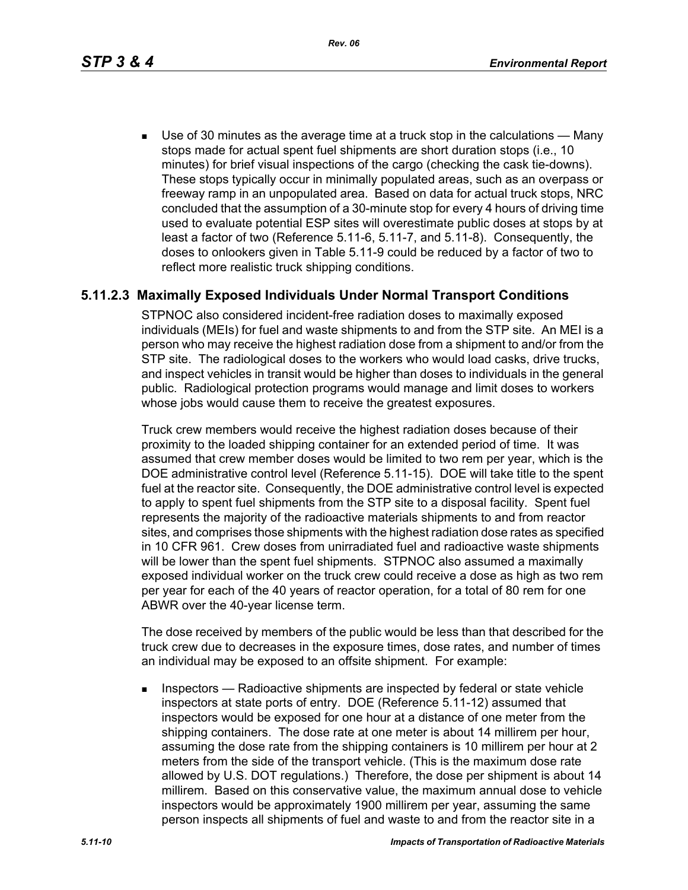- Use of 30 minutes as the average time at a truck stop in the calculations — Many stops made for actual spent fuel shipments are short duration stops (i.e., 10 minutes) for brief visual inspections of the cargo (checking the cask tie-downs). These stops typically occur in minimally populated areas, such as an overpass or freeway ramp in an unpopulated area. Based on data for actual truck stops, NRC concluded that the assumption of a 30-minute stop for every 4 hours of driving time used to evaluate potential ESP sites will overestimate public doses at stops by at least a factor of two (Reference 5.11-6, 5.11-7, and 5.11-8). Consequently, the doses to onlookers given in Table 5.11-9 could be reduced by a factor of two to reflect more realistic truck shipping conditions.

### 5.11.2.3 Maximally Exposed Individuals Under Normal Transport Conditions

STPNOC also considered incident-free radiation doses to maximally exposed individuals (MEIs) for fuel and waste shipments to and from the STP site. An MEI is a person who may receive the highest radiation dose from a shipment to and/or from the STP site. The radiological doses to the workers who would load casks, drive trucks, and inspect vehicles in transit would be higher than doses to individuals in the general public. Radiological protection programs would manage and limit doses to workers whose jobs would cause them to receive the greatest exposures.

Truck crew members would receive the highest radiation doses because of their proximity to the loaded shipping container for an extended period of time. It was assumed that crew member doses would be limited to two rem per year, which is the DOE administrative control level (Reference 5.11-15). DOE will take title to the spent fuel at the reactor site. Consequently, the DOE administrative control level is expected to apply to spent fuel shipments from the STP site to a disposal facility. Spent fuel represents the majority of the radioactive materials shipments to and from reactor sites, and comprises those shipments with the highest radiation dose rates as specified in 10 CFR 961. Crew doses from unirradiated fuel and radioactive waste shipments will be lower than the spent fuel shipments. STPNOC also assumed a maximally exposed individual worker on the truck crew could receive a dose as high as two rem per year for each of the 40 years of reactor operation, for a total of 80 rem for one ABWR over the 40-year license term.

The dose received by members of the public would be less than that described for the truck crew due to decreases in the exposure times, dose rates, and number of times an individual may be exposed to an offsite shipment. For example:

- Inspectors — Radioactive shipments are inspected by federal or state vehicle inspectors at state ports of entry. DOE (Reference 5.11-12) assumed that inspectors would be exposed for one hour at a distance of one meter from the shipping containers. The dose rate at one meter is about 14 millirem per hour, assuming the dose rate from the shipping containers is 10 millirem per hour at 2 meters from the side of the transport vehicle. (This is the maximum dose rate allowed by U.S. DOT regulations.) Therefore, the dose per shipment is about 14 millirem. Based on this conservative value, the maximum annual dose to vehicle inspectors would be approximately 1900 millirem per year, assuming the same person inspects all shipments of fuel and waste to and from the reactor site in a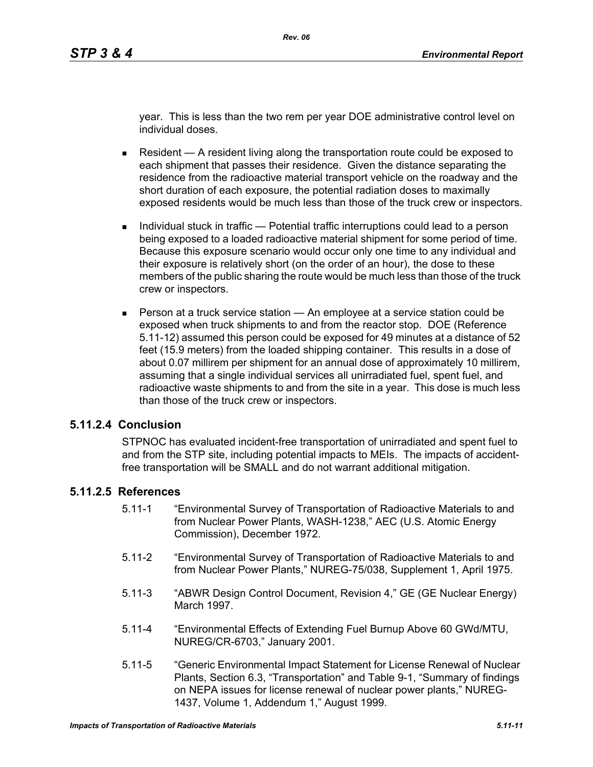year. This is less than the two rem per year DOE administrative control level on individual doses.

- Resident — A resident living along the transportation route could be exposed to each shipment that passes their residence. Given the distance separating the residence from the radioactive material transport vehicle on the roadway and the short duration of each exposure, the potential radiation doses to maximally exposed residents would be much less than those of the truck crew or inspectors.
- Individual stuck in traffic — Potential traffic interruptions could lead to a person being exposed to a loaded radioactive material shipment for some period of time. Because this exposure scenario would occur only one time to any individual and their exposure is relatively short (on the order of an hour), the dose to these members of the public sharing the route would be much less than those of the truck crew or inspectors.
- Person at a truck service station — An employee at a service station could be exposed when truck shipments to and from the reactor stop. DOE (Reference 5.11-12) assumed this person could be exposed for 49 minutes at a distance of 52 feet (15.9 meters) from the loaded shipping container. This results in a dose of about 0.07 millirem per shipment for an annual dose of approximately 10 millirem, assuming that a single individual services all unirradiated fuel, spent fuel, and radioactive waste shipments to and from the site in a year. This dose is much less than those of the truck crew or inspectors.

### 5.11.2.4 Conclusion

STPNOC has evaluated incident-free transportation of unirradiated and spent fuel to and from the STP site, including potential impacts to MEIs. The impacts of accident-free transportation will be SMALL and do not warrant additional mitigation.

### 5.11.2.5 References

5.11-1 "Environmental Survey of Transportation of Radioactive Materials to and from Nuclear Power Plants, WASH-1238," AEC (U.S. Atomic Energy Commission), December 1972.

5.11-2 "Environmental Survey of Transportation of Radioactive Materials to and from Nuclear Power Plants," NUREG-75/038, Supplement 1, April 1975.

5.11-3 "ABWR Design Control Document, Revision 4," GE (GE Nuclear Energy) March 1997.

5.11-4 "Environmental Effects of Extending Fuel Burnup Above 60 GWd/MTU, NUREG/CR-6703," January 2001.

5.11-5 "Generic Environmental Impact Statement for License Renewal of Nuclear Plants, Section 6.3, "Transportation" and Table 9-1, "Summary of findings on NEPA issues for license renewal of nuclear power plants," NUREG-1437, Volume 1, Addendum 1," August 1999.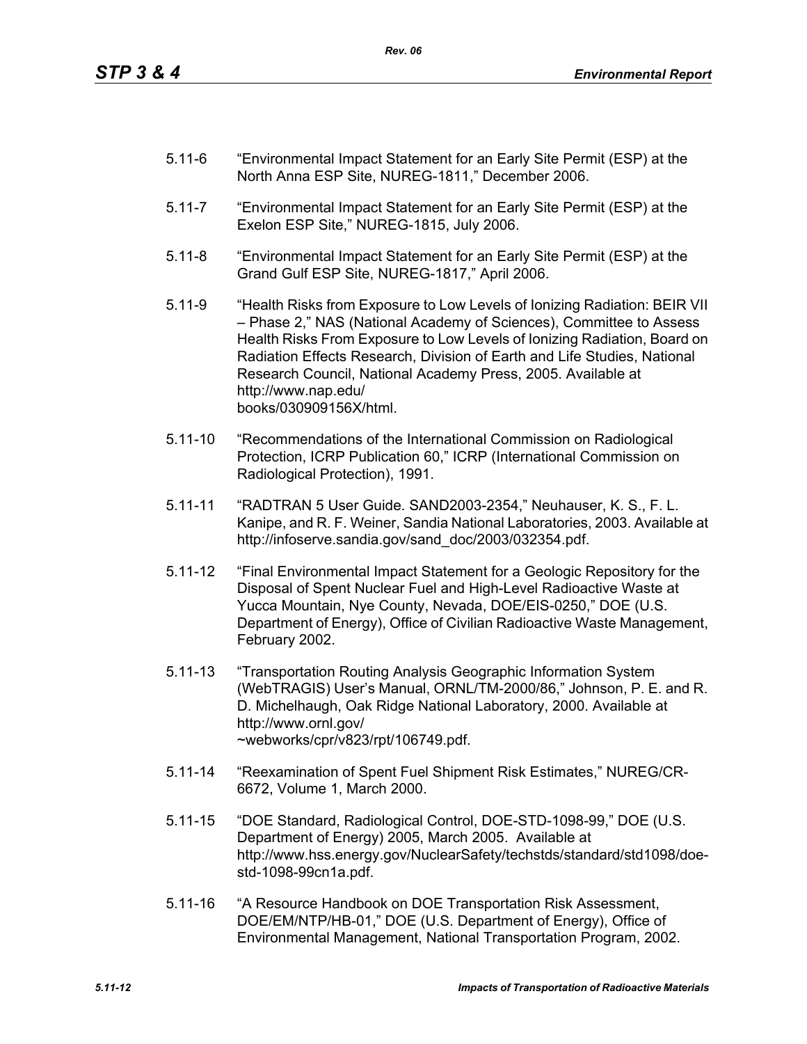5.11-6 "Environmental Impact Statement for an Early Site Permit (ESP) at the North Anna ESP Site, NUREG-1811," December 2006.

5.11-7 "Environmental Impact Statement for an Early Site Permit (ESP) at the Exelon ESP Site," NUREG-1815, July 2006.

5.11-8 "Environmental Impact Statement for an Early Site Permit (ESP) at the Grand Gulf ESP Site, NUREG-1817," April 2006.

5.11-9 "Health Risks from Exposure to Low Levels of Ionizing Radiation: BEIR VII – Phase 2," NAS (National Academy of Sciences), Committee to Assess Health Risks From Exposure to Low Levels of Ionizing Radiation, Board on Radiation Effects Research, Division of Earth and Life Studies, National Research Council, National Academy Press, 2005. Available at http://www.nap.edu/books/030909156X/html.

5.11-10 "Recommendations of the International Commission on Radiological Protection, ICRP Publication 60," ICRP (International Commission on Radiological Protection), 1991.

5.11-11 "RADTRAN 5 User Guide. SAND2003-2354," Neuhauser, K. S., F. L. Kanipe, and R. F. Weiner, Sandia National Laboratories, 2003. Available at http://infoserve.sandia.gov/sand_doc/2003/032354.pdf.

5.11-12 "Final Environmental Impact Statement for a Geologic Repository for the Disposal of Spent Nuclear Fuel and High-Level Radioactive Waste at Yucca Mountain, Nye County, Nevada, DOE/EIS-0250," DOE (U.S. Department of Energy), Office of Civilian Radioactive Waste Management, February 2002.

5.11-13 "Transportation Routing Analysis Geographic Information System (WebTRAGIS) User's Manual, ORNL/TM-2000/86," Johnson, P. E. and R. D. Michelhaugh, Oak Ridge National Laboratory, 2000. Available at http://www.ornl.gov/~webworks/cpr/v823/rpt/106749.pdf.

5.11-14 "Reexamination of Spent Fuel Shipment Risk Estimates," NUREG/CR-6672, Volume 1, March 2000.

5.11-15 "DOE Standard, Radiological Control, DOE-STD-1098-99," DOE (U.S. Department of Energy) 2005, March 2005. Available at http://www.hss.energy.gov/NuclearSafety/techstds/standard/std1098/doe-std-1098-99cn1a.pdf.

5.11-16 "A Resource Handbook on DOE Transportation Risk Assessment, DOE/EM/NTP/HB-01," DOE (U.S. Department of Energy), Office of Environmental Management, National Transportation Program, 2002.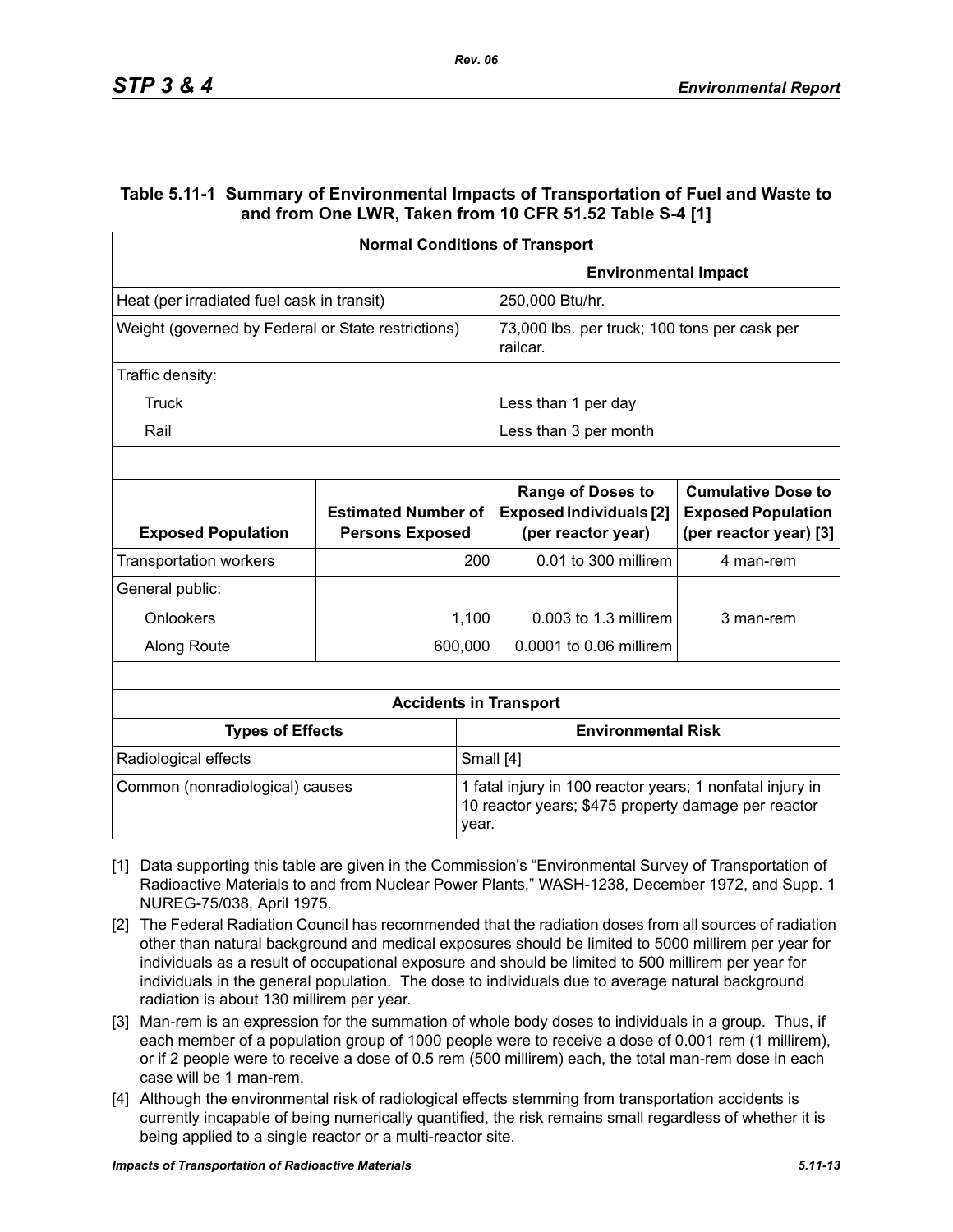### Table 5.11-1 Summary of Environmental Impacts of Transportation of Fuel and Waste to and from One LWR, Taken from 10 CFR 51.52 Table S-4 [1]

| Normal Conditions of Transport | |
|---|---|
| | **Environmental Impact** |
| Heat (per irradiated fuel cask in transit) | 250,000 Btu/hr. |
| Weight (governed by Federal or State restrictions) | 73,000 lbs. per truck; 100 tons per cask per railcar. |
| Traffic density: | |
| Truck | Less than 1 per day |
| Rail | Less than 3 per month |

| Exposed Population | Estimated Number of Persons Exposed | Range of Doses to Exposed Individuals [2] (per reactor year) | Cumulative Dose to Exposed Population (per reactor year) [3] |
|---|---|---|---|
| Transportation workers | 200 | 0.01 to 300 millirem | 4 man-rem |
| General public: | | | |
| Onlookers | 1,100 | 0.003 to 1.3 millirem | 3 man-rem |
| Along Route | 600,000 | 0.0001 to 0.06 millirem | |

| Accidents in Transport | |
|---|---|
| **Types of Effects** | **Environmental Risk** |
| Radiological effects | Small [4] |
| Common (nonradiological) causes | 1 fatal injury in 100 reactor years; 1 nonfatal injury in 10 reactor years; $475 property damage per reactor year. |

[1] Data supporting this table are given in the Commission's "Environmental Survey of Transportation of Radioactive Materials to and from Nuclear Power Plants," WASH-1238, December 1972, and Supp. 1 NUREG-75/038, April 1975.

[2] The Federal Radiation Council has recommended that the radiation doses from all sources of radiation other than natural background and medical exposures should be limited to 5000 millirem per year for individuals as a result of occupational exposure and should be limited to 500 millirem per year for individuals in the general population. The dose to individuals due to average natural background radiation is about 130 millirem per year.

[3] Man-rem is an expression for the summation of whole body doses to individuals in a group. Thus, if each member of a population group of 1000 people were to receive a dose of 0.001 rem (1 millirem), or if 2 people were to receive a dose of 0.5 rem (500 millirem) each, the total man-rem dose in each case will be 1 man-rem.

[4] Although the environmental risk of radiological effects stemming from transportation accidents is currently incapable of being numerically quantified, the risk remains small regardless of whether it is being applied to a single reactor or a multi-reactor site.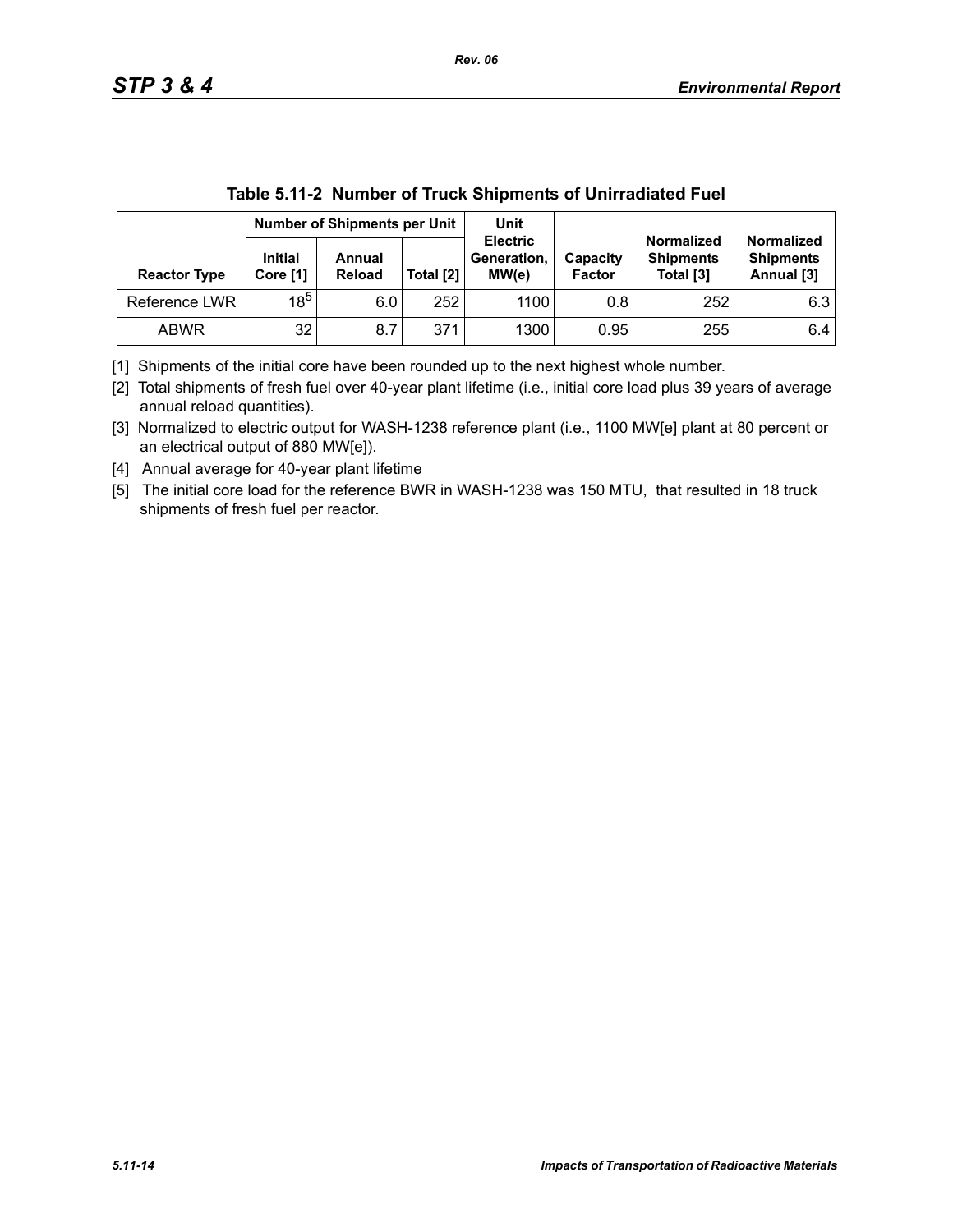**Table 5.11-2 Number of Truck Shipments of Unirradiated Fuel**

| Reactor Type | Number of Shipments per Unit | | | Unit Electric Generation, MW(e) | Capacity Factor | Normalized Shipments Total [3] | Normalized Shipments Annual [3] |
|---|---|---|---|---|---|---|---|
| | Initial Core [1] | Annual Reload | Total [2] | | | | |
| Reference LWR | 18[5] | 6.0 | 252 | 1100 | 0.8 | 252 | 6.3 |
| ABWR | 32 | 8.7 | 371 | 1300 | 0.95 | 255 | 6.4 |

[1] Shipments of the initial core have been rounded up to the next highest whole number.

[2] Total shipments of fresh fuel over 40-year plant lifetime (i.e., initial core load plus 39 years of average annual reload quantities).

[3] Normalized to electric output for WASH-1238 reference plant (i.e., 1100 MW[e] plant at 80 percent or an electrical output of 880 MW[e]).

[4] Annual average for 40-year plant lifetime

[5] The initial core load for the reference BWR in WASH-1238 was 150 MTU, that resulted in 18 truck shipments of fresh fuel per reactor.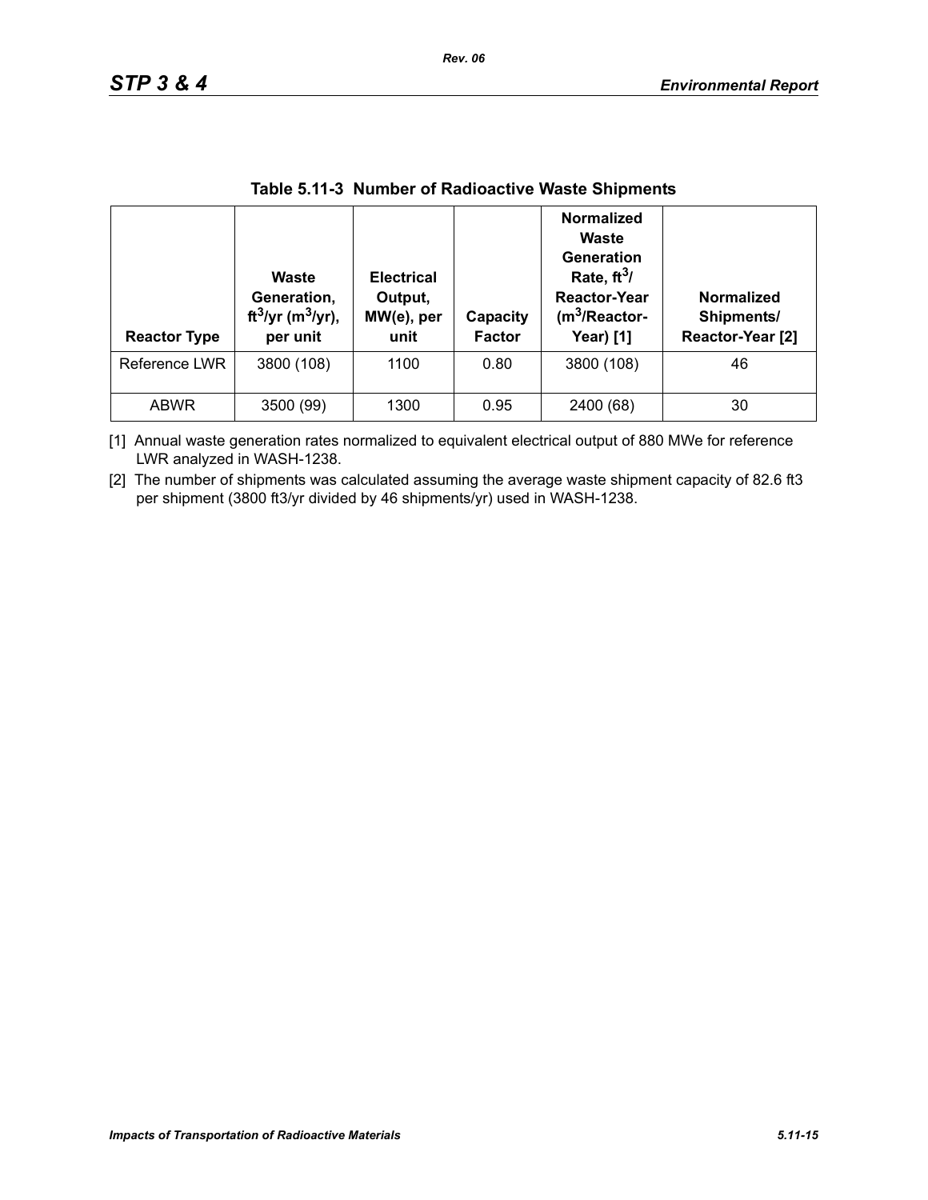**Table 5.11-3 Number of Radioactive Waste Shipments**

| Reactor Type | Waste Generation, $ft^3$/yr ($m^3$/yr), per unit | Electrical Output, MW(e), per unit | Capacity Factor | Normalized Waste Generation Rate, $ft^3$/ Reactor-Year ($m^3$/Reactor-Year) [1] | Normalized Shipments/ Reactor-Year [2] |
|---|---|---|---|---|---|
| Reference LWR | 3800 (108) | 1100 | 0.80 | 3800 (108) | 46 |
| ABWR | 3500 (99) | 1300 | 0.95 | 2400 (68) | 30 |

[1] Annual waste generation rates normalized to equivalent electrical output of 880 MWe for reference LWR analyzed in WASH-1238.

[2] The number of shipments was calculated assuming the average waste shipment capacity of 82.6 ft3 per shipment (3800 ft3/yr divided by 46 shipments/yr) used in WASH-1238.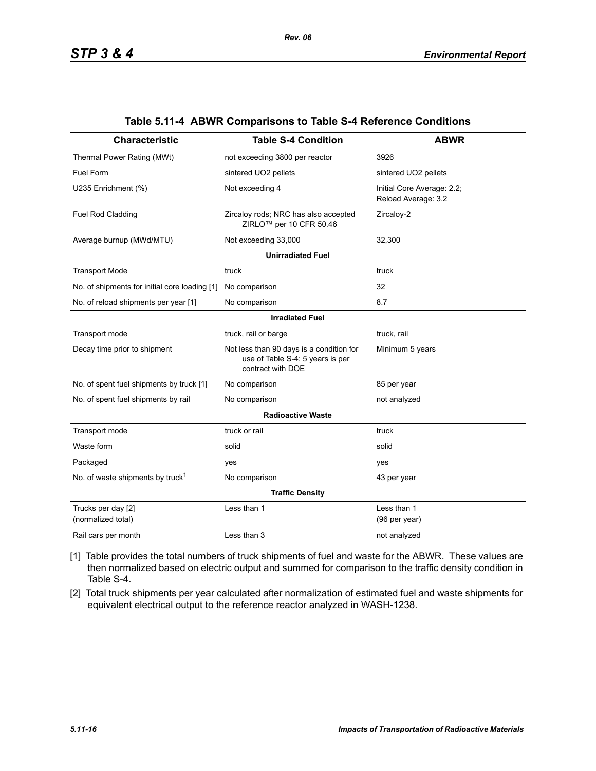**Table 5.11-4 ABWR Comparisons to Table S-4 Reference Conditions**

| Characteristic | Table S-4 Condition | ABWR |
|---|---|---|
| Thermal Power Rating (MWt) | not exceeding 3800 per reactor | 3926 |
| Fuel Form | sintered UO2 pellets | sintered UO2 pellets |
| U235 Enrichment (%) | Not exceeding 4 | Initial Core Average: 2.2; Reload Average: 3.2 |
| Fuel Rod Cladding | Zircaloy rods; NRC has also accepted ZIRLO™ per 10 CFR 50.46 | Zircaloy-2 |
| Average burnup (MWd/MTU) | Not exceeding 33,000 | 32,300 |
| | **Unirradiated Fuel** | |
| Transport Mode | truck | truck |
| No. of shipments for initial core loading [1] | No comparison | 32 |
| No. of reload shipments per year [1] | No comparison | 8.7 |
| | **Irradiated Fuel** | |
| Transport mode | truck, rail or barge | truck, rail |
| Decay time prior to shipment | Not less than 90 days is a condition for use of Table S-4; 5 years is per contract with DOE | Minimum 5 years |
| No. of spent fuel shipments by truck [1] | No comparison | 85 per year |
| No. of spent fuel shipments by rail | No comparison | not analyzed |
| | **Radioactive Waste** | |
| Transport mode | truck or rail | truck |
| Waste form | solid | solid |
| Packaged | yes | yes |
| No. of waste shipments by truck[1] | No comparison | 43 per year |
| | **Traffic Density** | |
| Trucks per day [2] (normalized total) | Less than 1 | Less than 1 (96 per year) |
| Rail cars per month | Less than 3 | not analyzed |

[1] Table provides the total numbers of truck shipments of fuel and waste for the ABWR. These values are then normalized based on electric output and summed for comparison to the traffic density condition in Table S-4.

[2] Total truck shipments per year calculated after normalization of estimated fuel and waste shipments for equivalent electrical output to the reference reactor analyzed in WASH-1238.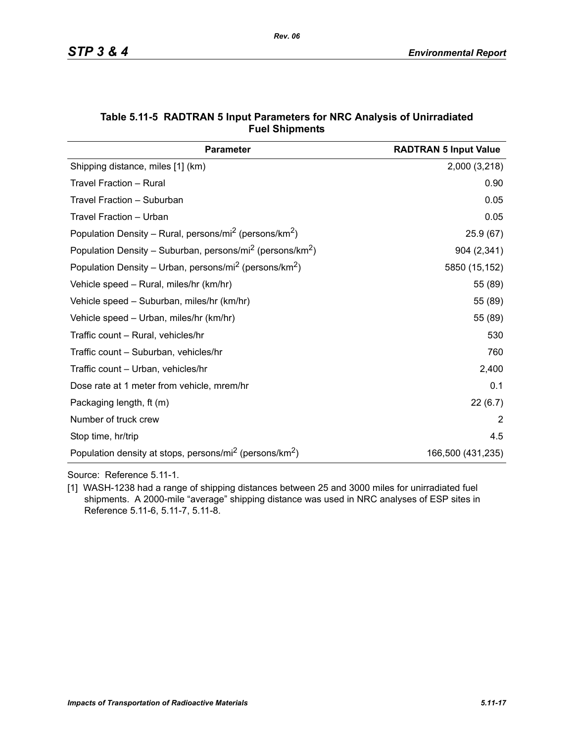**Table 5.11-5 RADTRAN 5 Input Parameters for NRC Analysis of Unirradiated Fuel Shipments**

| Parameter | RADTRAN 5 Input Value |
|---|---|
| Shipping distance, miles [1] (km) | 2,000 (3,218) |
| Travel Fraction – Rural | 0.90 |
| Travel Fraction – Suburban | 0.05 |
| Travel Fraction – Urban | 0.05 |
| Population Density – Rural, persons/mi$^2$ (persons/km$^2$) | 25.9 (67) |
| Population Density – Suburban, persons/mi$^2$ (persons/km$^2$) | 904 (2,341) |
| Population Density – Urban, persons/mi$^2$ (persons/km$^2$) | 5850 (15,152) |
| Vehicle speed – Rural, miles/hr (km/hr) | 55 (89) |
| Vehicle speed – Suburban, miles/hr (km/hr) | 55 (89) |
| Vehicle speed – Urban, miles/hr (km/hr) | 55 (89) |
| Traffic count – Rural, vehicles/hr | 530 |
| Traffic count – Suburban, vehicles/hr | 760 |
| Traffic count – Urban, vehicles/hr | 2,400 |
| Dose rate at 1 meter from vehicle, mrem/hr | 0.1 |
| Packaging length, ft (m) | 22 (6.7) |
| Number of truck crew | 2 |
| Stop time, hr/trip | 4.5 |
| Population density at stops, persons/mi$^2$ (persons/km$^2$) | 166,500 (431,235) |

Source: Reference 5.11-1.

[1] WASH-1238 had a range of shipping distances between 25 and 3000 miles for unirradiated fuel shipments. A 2000-mile "average" shipping distance was used in NRC analyses of ESP sites in Reference 5.11-6, 5.11-7, 5.11-8.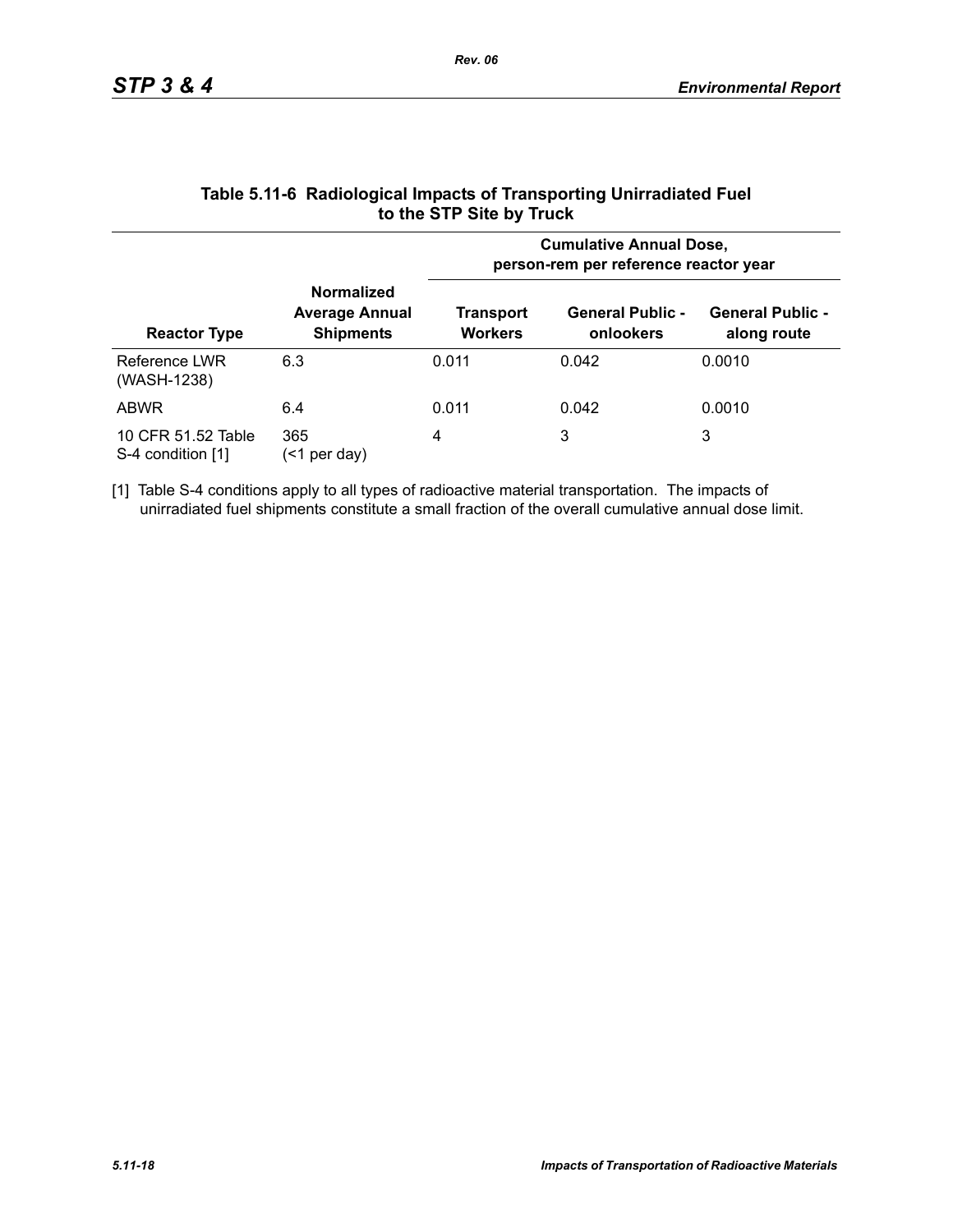**Table 5.11-6 Radiological Impacts of Transporting Unirradiated Fuel to the STP Site by Truck**

| Reactor Type | Normalized Average Annual Shipments | Cumulative Annual Dose, person-rem per reference reactor year | | |
|---|---|---|---|---|
| | | Transport Workers | General Public - onlookers | General Public - along route |
| Reference LWR (WASH-1238) | 6.3 | 0.011 | 0.042 | 0.0010 |
| ABWR | 6.4 | 0.011 | 0.042 | 0.0010 |
| 10 CFR 51.52 Table S-4 condition [1] | 365 (<1 per day) | 4 | 3 | 3 |

[1] Table S-4 conditions apply to all types of radioactive material transportation. The impacts of unirradiated fuel shipments constitute a small fraction of the overall cumulative annual dose limit.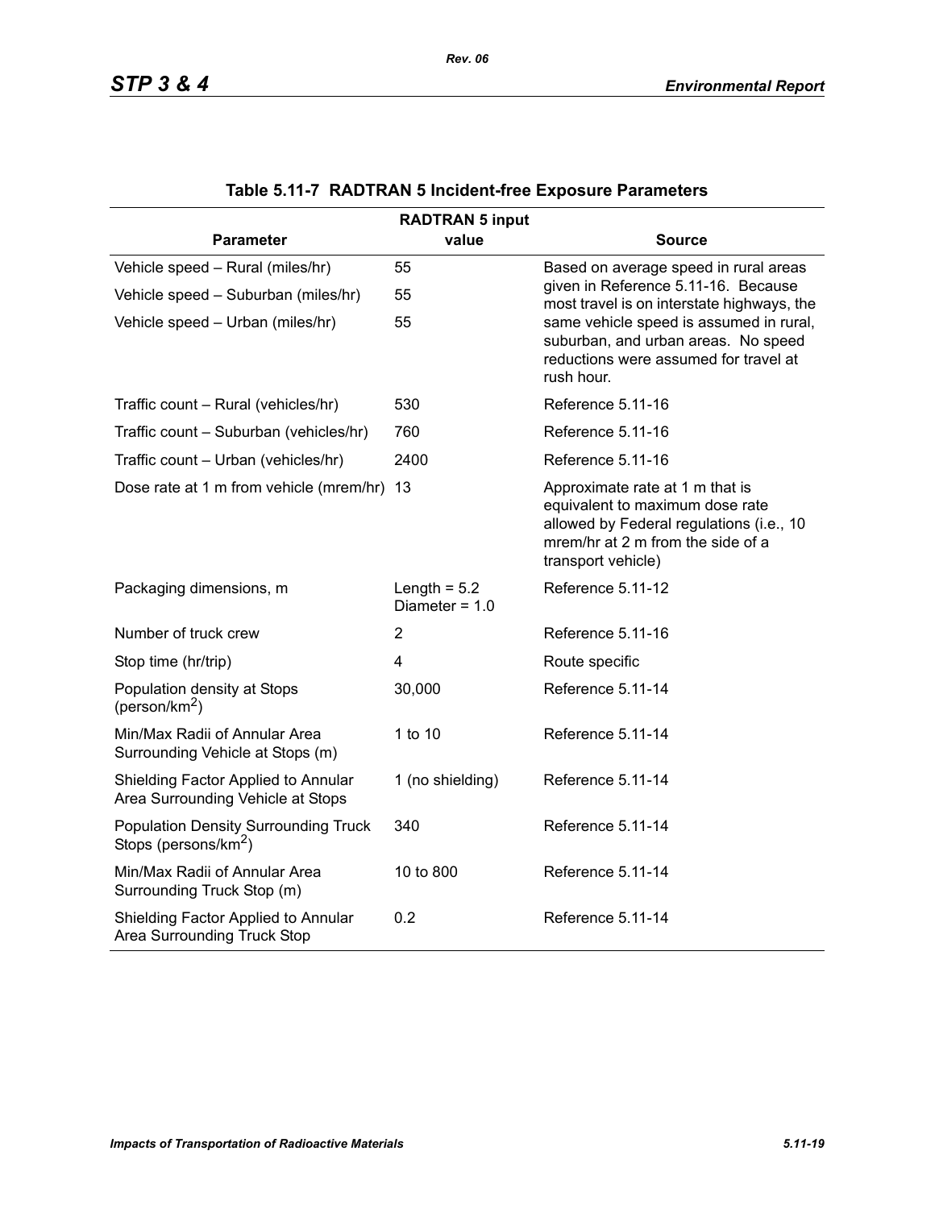**Table 5.11-7 RADTRAN 5 Incident-free Exposure Parameters**

| Parameter | RADTRAN 5 input value | Source |
|---|---|---|
| Vehicle speed – Rural (miles/hr) | 55 | Based on average speed in rural areas given in Reference 5.11-16. Because most travel is on interstate highways, the same vehicle speed is assumed in rural, suburban, and urban areas. No speed reductions were assumed for travel at rush hour. |
| Vehicle speed – Suburban (miles/hr) | 55 | |
| Vehicle speed – Urban (miles/hr) | 55 | |
| Traffic count – Rural (vehicles/hr) | 530 | Reference 5.11-16 |
| Traffic count – Suburban (vehicles/hr) | 760 | Reference 5.11-16 |
| Traffic count – Urban (vehicles/hr) | 2400 | Reference 5.11-16 |
| Dose rate at 1 m from vehicle (mrem/hr) | 13 | Approximate rate at 1 m that is equivalent to maximum dose rate allowed by Federal regulations (i.e., 10 mrem/hr at 2 m from the side of a transport vehicle) |
| Packaging dimensions, m | Length = 5.2 Diameter = 1.0 | Reference 5.11-12 |
| Number of truck crew | 2 | Reference 5.11-16 |
| Stop time (hr/trip) | 4 | Route specific |
| Population density at Stops (person/km$^2$) | 30,000 | Reference 5.11-14 |
| Min/Max Radii of Annular Area Surrounding Vehicle at Stops (m) | 1 to 10 | Reference 5.11-14 |
| Shielding Factor Applied to Annular Area Surrounding Vehicle at Stops | 1 (no shielding) | Reference 5.11-14 |
| Population Density Surrounding Truck Stops (persons/km$^2$) | 340 | Reference 5.11-14 |
| Min/Max Radii of Annular Area Surrounding Truck Stop (m) | 10 to 800 | Reference 5.11-14 |
| Shielding Factor Applied to Annular Area Surrounding Truck Stop | 0.2 | Reference 5.11-14 |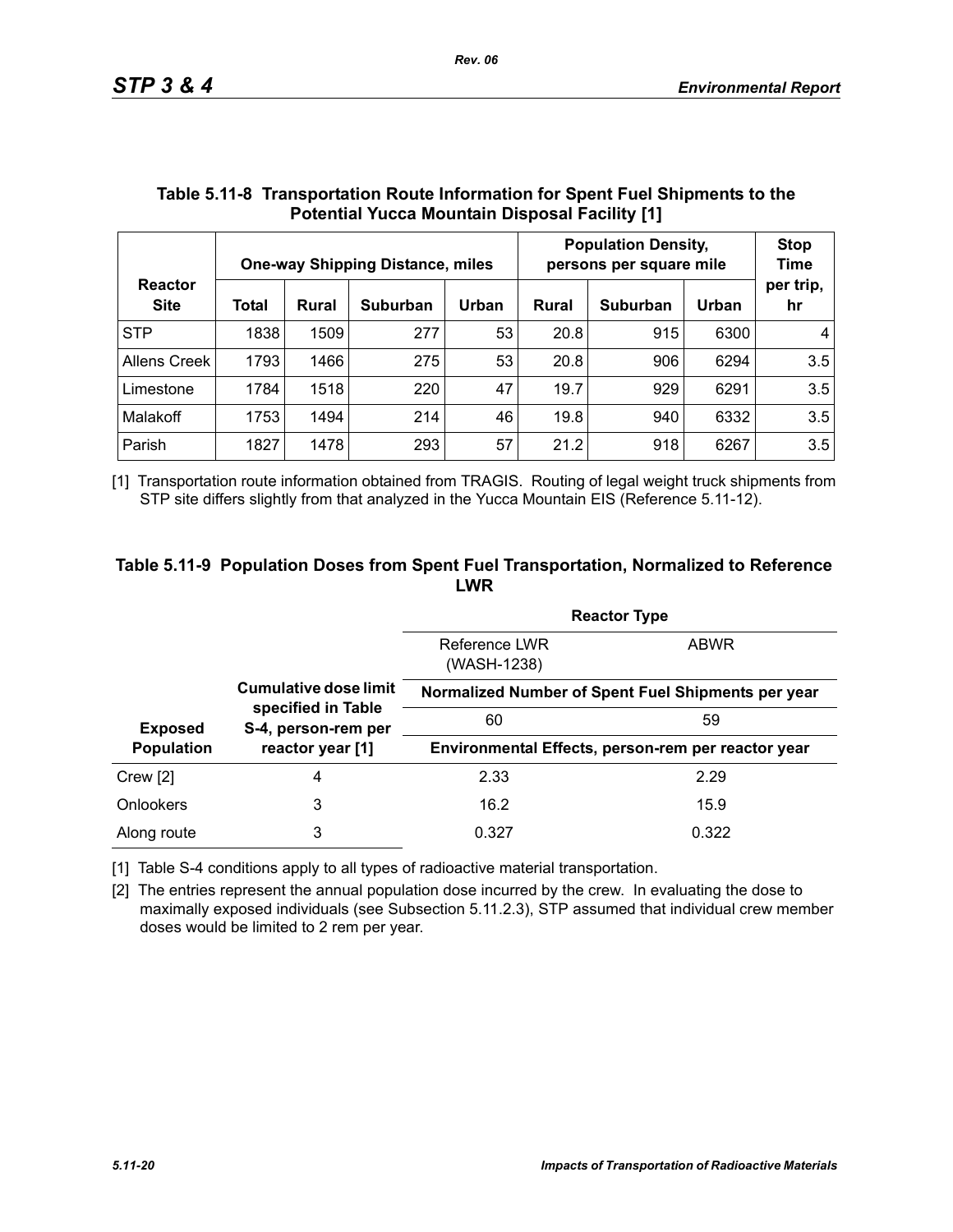**Table 5.11-8 Transportation Route Information for Spent Fuel Shipments to the Potential Yucca Mountain Disposal Facility [1]**

| Reactor Site | One-way Shipping Distance, miles | | | | Population Density, persons per square mile | | | Stop Time per trip, hr |
|---|---|---|---|---|---|---|---|---|
| | Total | Rural | Suburban | Urban | Rural | Suburban | Urban | |
| STP | 1838 | 1509 | 277 | 53 | 20.8 | 915 | 6300 | 4 |
| Allens Creek | 1793 | 1466 | 275 | 53 | 20.8 | 906 | 6294 | 3.5 |
| Limestone | 1784 | 1518 | 220 | 47 | 19.7 | 929 | 6291 | 3.5 |
| Malakoff | 1753 | 1494 | 214 | 46 | 19.8 | 940 | 6332 | 3.5 |
| Parish | 1827 | 1478 | 293 | 57 | 21.2 | 918 | 6267 | 3.5 |

[1] Transportation route information obtained from TRAGIS. Routing of legal weight truck shipments from STP site differs slightly from that analyzed in the Yucca Mountain EIS (Reference 5.11-12).

**Table 5.11-9 Population Doses from Spent Fuel Transportation, Normalized to Reference LWR**

| Exposed Population | Cumulative dose limit specified in Table S-4, person-rem per reactor year [1] | Reactor Type | |
|---|---|---|---|
| | | Reference LWR (WASH-1238) | ABWR |
| | | Normalized Number of Spent Fuel Shipments per year | |
| | | 60 | 59 |
| | | Environmental Effects, person-rem per reactor year | |
| Crew [2] | 4 | 2.33 | 2.29 |
| Onlookers | 3 | 16.2 | 15.9 |
| Along route | 3 | 0.327 | 0.322 |

[1] Table S-4 conditions apply to all types of radioactive material transportation.

[2] The entries represent the annual population dose incurred by the crew. In evaluating the dose to maximally exposed individuals (see Subsection 5.11.2.3), STP assumed that individual crew member doses would be limited to 2 rem per year.